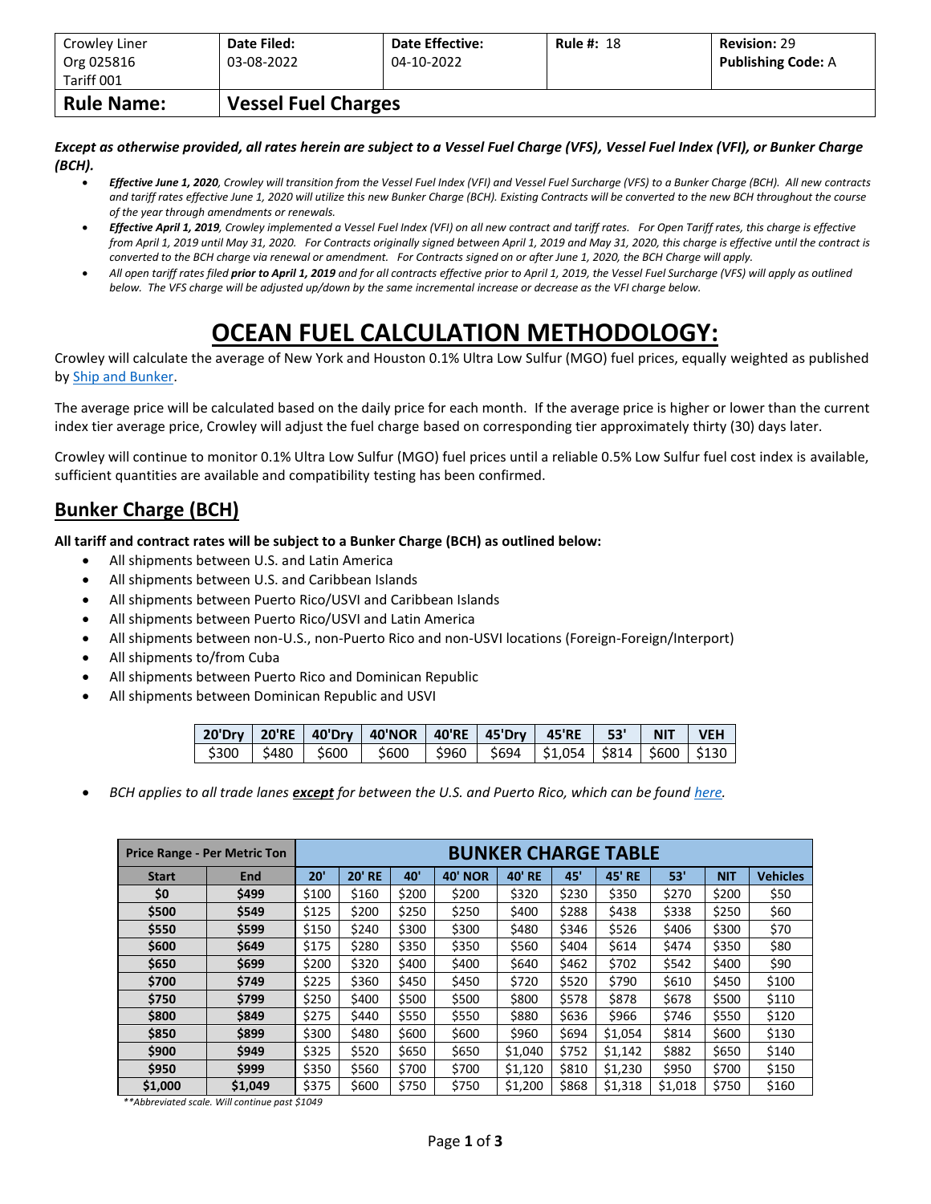| Crowley Liner Org 025816 Tariff 001 | **Date Filed:** 03-08-2022 | **Date Effective:** 04-10-2022 | **Rule #:** 18 | **Revision:** 29 **Publishing Code:** A |
|---|---|---|---|---|
| **Rule Name:** | **Vessel Fuel Charges** | | | |

***Except as otherwise provided, all rates herein are subject to a Vessel Fuel Charge (VFS), Vessel Fuel Index (VFI), or Bunker Charge (BCH).***

- ***Effective June 1, 2020**, Crowley will transition from the Vessel Fuel Index (VFI) and Vessel Fuel Surcharge (VFS) to a Bunker Charge (BCH). All new contracts and tariff rates effective June 1, 2020 will utilize this new Bunker Charge (BCH). Existing Contracts will be converted to the new BCH throughout the course of the year through amendments or renewals.*
- ***Effective April 1, 2019**, Crowley implemented a Vessel Fuel Index (VFI) on all new contract and tariff rates. For Open Tariff rates, this charge is effective from April 1, 2019 until May 31, 2020. For Contracts originally signed between April 1, 2019 and May 31, 2020, this charge is effective until the contract is converted to the BCH charge via renewal or amendment. For Contracts signed on or after June 1, 2020, the BCH Charge will apply.*
- *All open tariff rates filed **prior to April 1, 2019** and for all contracts effective prior to April 1, 2019, the Vessel Fuel Surcharge (VFS) will apply as outlined below. The VFS charge will be adjusted up/down by the same incremental increase or decrease as the VFI charge below.*

# OCEAN FUEL CALCULATION METHODOLOGY:

Crowley will calculate the average of New York and Houston 0.1% Ultra Low Sulfur (MGO) fuel prices, equally weighted as published by Ship and Bunker.

The average price will be calculated based on the daily price for each month. If the average price is higher or lower than the current index tier average price, Crowley will adjust the fuel charge based on corresponding tier approximately thirty (30) days later.

Crowley will continue to monitor 0.1% Ultra Low Sulfur (MGO) fuel prices until a reliable 0.5% Low Sulfur fuel cost index is available, sufficient quantities are available and compatibility testing has been confirmed.

## Bunker Charge (BCH)

**All tariff and contract rates will be subject to a Bunker Charge (BCH) as outlined below:**

- All shipments between U.S. and Latin America
- All shipments between U.S. and Caribbean Islands
- All shipments between Puerto Rico/USVI and Caribbean Islands
- All shipments between Puerto Rico/USVI and Latin America
- All shipments between non-U.S., non-Puerto Rico and non-USVI locations (Foreign-Foreign/Interport)
- All shipments to/from Cuba
- All shipments between Puerto Rico and Dominican Republic
- All shipments between Dominican Republic and USVI

| 20'Dry | 20'RE | 40'Dry | 40'NOR | 40'RE | 45'Dry | 45'RE | 53' | NIT | VEH |
|---|---|---|---|---|---|---|---|---|---|
| $300 | $480 | $600 | $600 | $960 | $694 | $1,054 | $814 | $600 | $130 |

- *BCH applies to all trade lanes **except** for between the U.S. and Puerto Rico, which can be found here.*

| Price Range - Per Metric Ton | | BUNKER CHARGE TABLE | | | | | | | | | |
|---|---|---|---|---|---|---|---|---|---|---|---|
| **Start** | **End** | **20'** | **20' RE** | **40'** | **40' NOR** | **40' RE** | **45'** | **45' RE** | **53'** | **NIT** | **Vehicles** |
| **$0** | **$499** | $100 | $160 | $200 | $200 | $320 | $230 | $350 | $270 | $200 | $50 |
| **$500** | **$549** | $125 | $200 | $250 | $250 | $400 | $288 | $438 | $338 | $250 | $60 |
| **$550** | **$599** | $150 | $240 | $300 | $300 | $480 | $346 | $526 | $406 | $300 | $70 |
| **$600** | **$649** | $175 | $280 | $350 | $350 | $560 | $404 | $614 | $474 | $350 | $80 |
| **$650** | **$699** | $200 | $320 | $400 | $400 | $640 | $462 | $702 | $542 | $400 | $90 |
| **$700** | **$749** | $225 | $360 | $450 | $450 | $720 | $520 | $790 | $610 | $450 | $100 |
| **$750** | **$799** | $250 | $400 | $500 | $500 | $800 | $578 | $878 | $678 | $500 | $110 |
| **$800** | **$849** | $275 | $440 | $550 | $550 | $880 | $636 | $966 | $746 | $550 | $120 |
| **$850** | **$899** | $300 | $480 | $600 | $600 | $960 | $694 | $1,054 | $814 | $600 | $130 |
| **$900** | **$949** | $325 | $520 | $650 | $650 | $1,040 | $752 | $1,142 | $882 | $650 | $140 |
| **$950** | **$999** | $350 | $560 | $700 | $700 | $1,120 | $810 | $1,230 | $950 | $700 | $150 |
| **$1,000** | **$1,049** | $375 | $600 | $750 | $750 | $1,200 | $868 | $1,318 | $1,018 | $750 | $160 |

*\*\*Abbreviated scale. Will continue past $1049*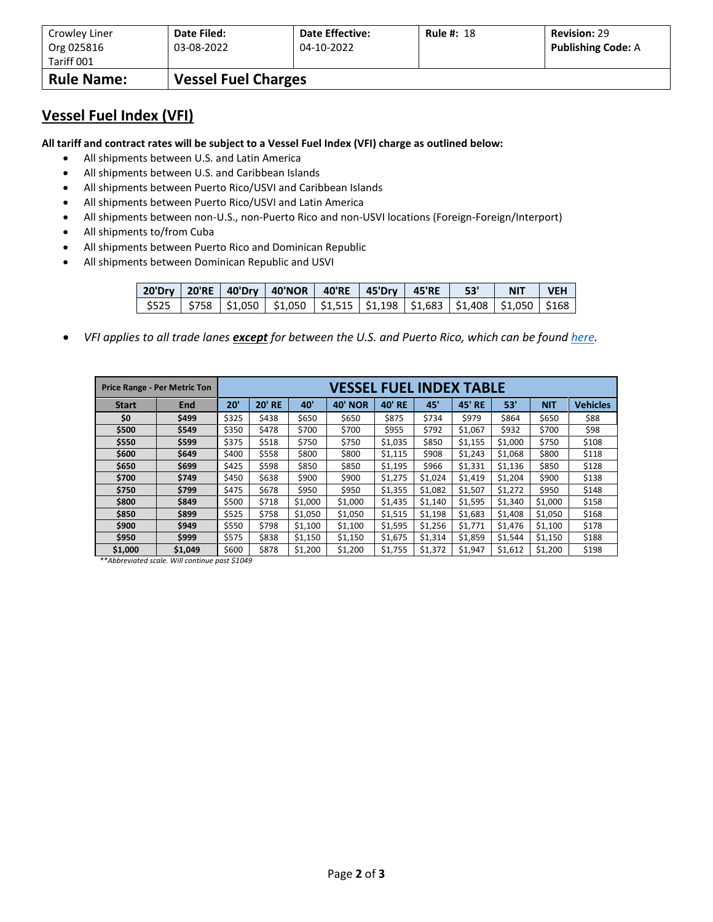| Crowley Liner<br>Org 025816<br>Tariff 001 | **Date Filed:**<br>03-08-2022 | **Date Effective:**<br>04-10-2022 | **Rule #:** 18 | **Revision:** 29<br>**Publishing Code:** A |
|---|---|---|---|---|
| **Rule Name:** | **Vessel Fuel Charges** | | | |

## Vessel Fuel Index (VFI)

**All tariff and contract rates will be subject to a Vessel Fuel Index (VFI) charge as outlined below:**

- All shipments between U.S. and Latin America
- All shipments between U.S. and Caribbean Islands
- All shipments between Puerto Rico/USVI and Caribbean Islands
- All shipments between Puerto Rico/USVI and Latin America
- All shipments between non-U.S., non-Puerto Rico and non-USVI locations (Foreign-Foreign/Interport)
- All shipments to/from Cuba
- All shipments between Puerto Rico and Dominican Republic
- All shipments between Dominican Republic and USVI

| 20'Dry | 20'RE | 40'Dry | 40'NOR | 40'RE | 45'Dry | 45'RE | 53' | NIT | VEH |
|---|---|---|---|---|---|---|---|---|---|
| $525 | $758 | $1,050 | $1,050 | $1,515 | $1,198 | $1,683 | $1,408 | $1,050 | $168 |

- *VFI applies to all trade lanes **except** for between the U.S. and Puerto Rico, which can be found here.*

| Price Range - Per Metric Ton | | VESSEL FUEL INDEX TABLE | | | | | | | | | |
|---|---|---|---|---|---|---|---|---|---|---|---|
| **Start** | **End** | **20'** | **20' RE** | **40'** | **40' NOR** | **40' RE** | **45'** | **45' RE** | **53'** | **NIT** | **Vehicles** |
| **$0** | **$499** | $325 | $438 | $650 | $650 | $875 | $734 | $979 | $864 | $650 | $88 |
| **$500** | **$549** | $350 | $478 | $700 | $700 | $955 | $792 | $1,067 | $932 | $700 | $98 |
| **$550** | **$599** | $375 | $518 | $750 | $750 | $1,035 | $850 | $1,155 | $1,000 | $750 | $108 |
| **$600** | **$649** | $400 | $558 | $800 | $800 | $1,115 | $908 | $1,243 | $1,068 | $800 | $118 |
| **$650** | **$699** | $425 | $598 | $850 | $850 | $1,195 | $966 | $1,331 | $1,136 | $850 | $128 |
| **$700** | **$749** | $450 | $638 | $900 | $900 | $1,275 | $1,024 | $1,419 | $1,204 | $900 | $138 |
| **$750** | **$799** | $475 | $678 | $950 | $950 | $1,355 | $1,082 | $1,507 | $1,272 | $950 | $148 |
| **$800** | **$849** | $500 | $718 | $1,000 | $1,000 | $1,435 | $1,140 | $1,595 | $1,340 | $1,000 | $158 |
| **$850** | **$899** | $525 | $758 | $1,050 | $1,050 | $1,515 | $1,198 | $1,683 | $1,408 | $1,050 | $168 |
| **$900** | **$949** | $550 | $798 | $1,100 | $1,100 | $1,595 | $1,256 | $1,771 | $1,476 | $1,100 | $178 |
| **$950** | **$999** | $575 | $838 | $1,150 | $1,150 | $1,675 | $1,314 | $1,859 | $1,544 | $1,150 | $188 |
| **$1,000** | **$1,049** | $600 | $878 | $1,200 | $1,200 | $1,755 | $1,372 | $1,947 | $1,612 | $1,200 | $198 |

*\*\*Abbreviated scale. Will continue past $1049*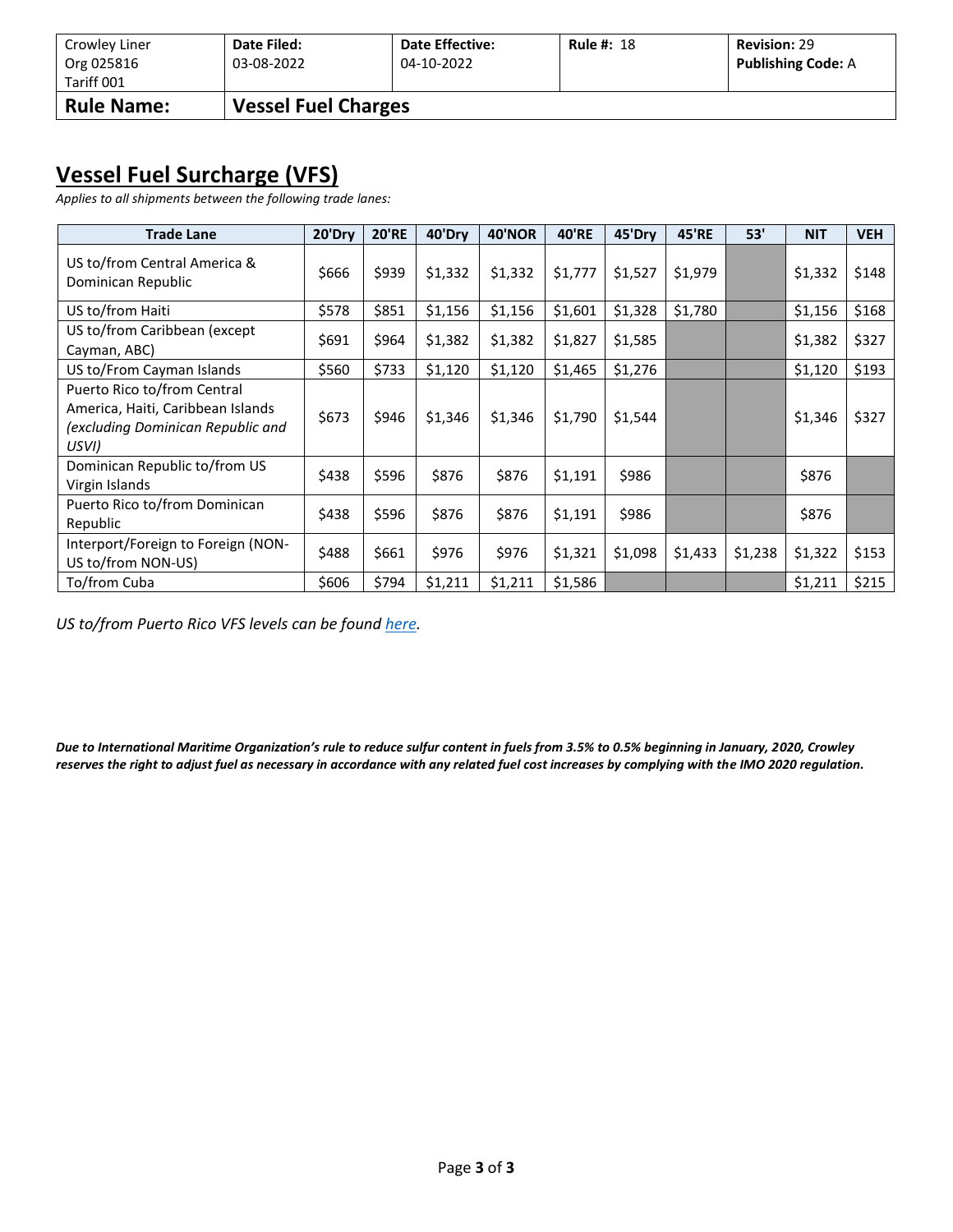| Crowley Liner Org 025816 Tariff 001 | Date Filed: 03-08-2022 | Date Effective: 04-10-2022 | Rule #: 18 | Revision: 29 Publishing Code: A |
|---|---|---|---|---|
| **Rule Name:** | **Vessel Fuel Charges** | | | |

## Vessel Fuel Surcharge (VFS)

*Applies to all shipments between the following trade lanes:*

| Trade Lane | 20'Dry | 20'RE | 40'Dry | 40'NOR | 40'RE | 45'Dry | 45'RE | 53' | NIT | VEH |
|---|---|---|---|---|---|---|---|---|---|---|
| US to/from Central America & Dominican Republic | $666 | $939 | $1,332 | $1,332 | $1,777 | $1,527 | $1,979 | | $1,332 | $148 |
| US to/from Haiti | $578 | $851 | $1,156 | $1,156 | $1,601 | $1,328 | $1,780 | | $1,156 | $168 |
| US to/from Caribbean (except Cayman, ABC) | $691 | $964 | $1,382 | $1,382 | $1,827 | $1,585 | | | $1,382 | $327 |
| US to/From Cayman Islands | $560 | $733 | $1,120 | $1,120 | $1,465 | $1,276 | | | $1,120 | $193 |
| Puerto Rico to/from Central America, Haiti, Caribbean Islands *(excluding Dominican Republic and USVI)* | $673 | $946 | $1,346 | $1,346 | $1,790 | $1,544 | | | $1,346 | $327 |
| Dominican Republic to/from US Virgin Islands | $438 | $596 | $876 | $876 | $1,191 | $986 | | | $876 | |
| Puerto Rico to/from Dominican Republic | $438 | $596 | $876 | $876 | $1,191 | $986 | | | $876 | |
| Interport/Foreign to Foreign (NON-US to/from NON-US) | $488 | $661 | $976 | $976 | $1,321 | $1,098 | $1,433 | $1,238 | $1,322 | $153 |
| To/from Cuba | $606 | $794 | $1,211 | $1,211 | $1,586 | | | | $1,211 | $215 |

*US to/from Puerto Rico VFS levels can be found here.*

***Due to International Maritime Organization's rule to reduce sulfur content in fuels from 3.5% to 0.5% beginning in January, 2020, Crowley reserves the right to adjust fuel as necessary in accordance with any related fuel cost increases by complying with the IMO 2020 regulation.***